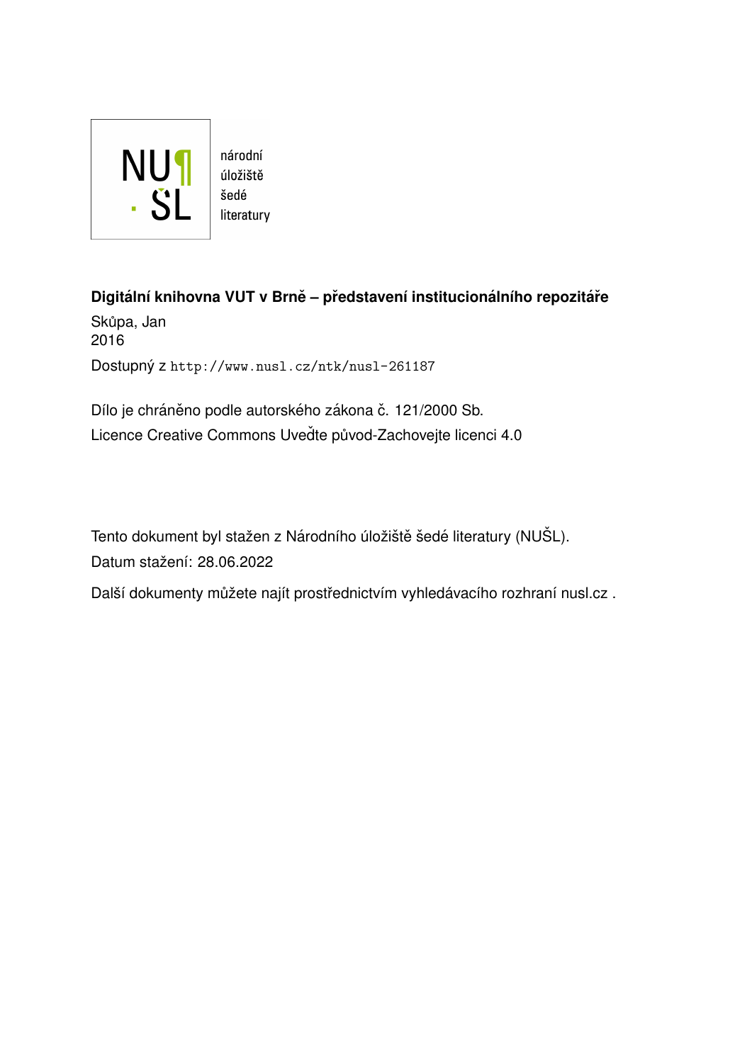národní úložiště šedé literatury

**Digitální knihovna VUT v Brně – představení institucionálního repozitáře**

Skůpa, Jan
2016

Dostupný z http://www.nusl.cz/ntk/nusl-261187

Dílo je chráněno podle autorského zákona č. 121/2000 Sb.
Licence Creative Commons Uveďte původ-Zachovejte licenci 4.0

Tento dokument byl stažen z Národního úložiště šedé literatury (NUŠL).
Datum stažení: 28.06.2022

Další dokumenty můžete najít prostřednictvím vyhledávacího rozhraní nusl.cz .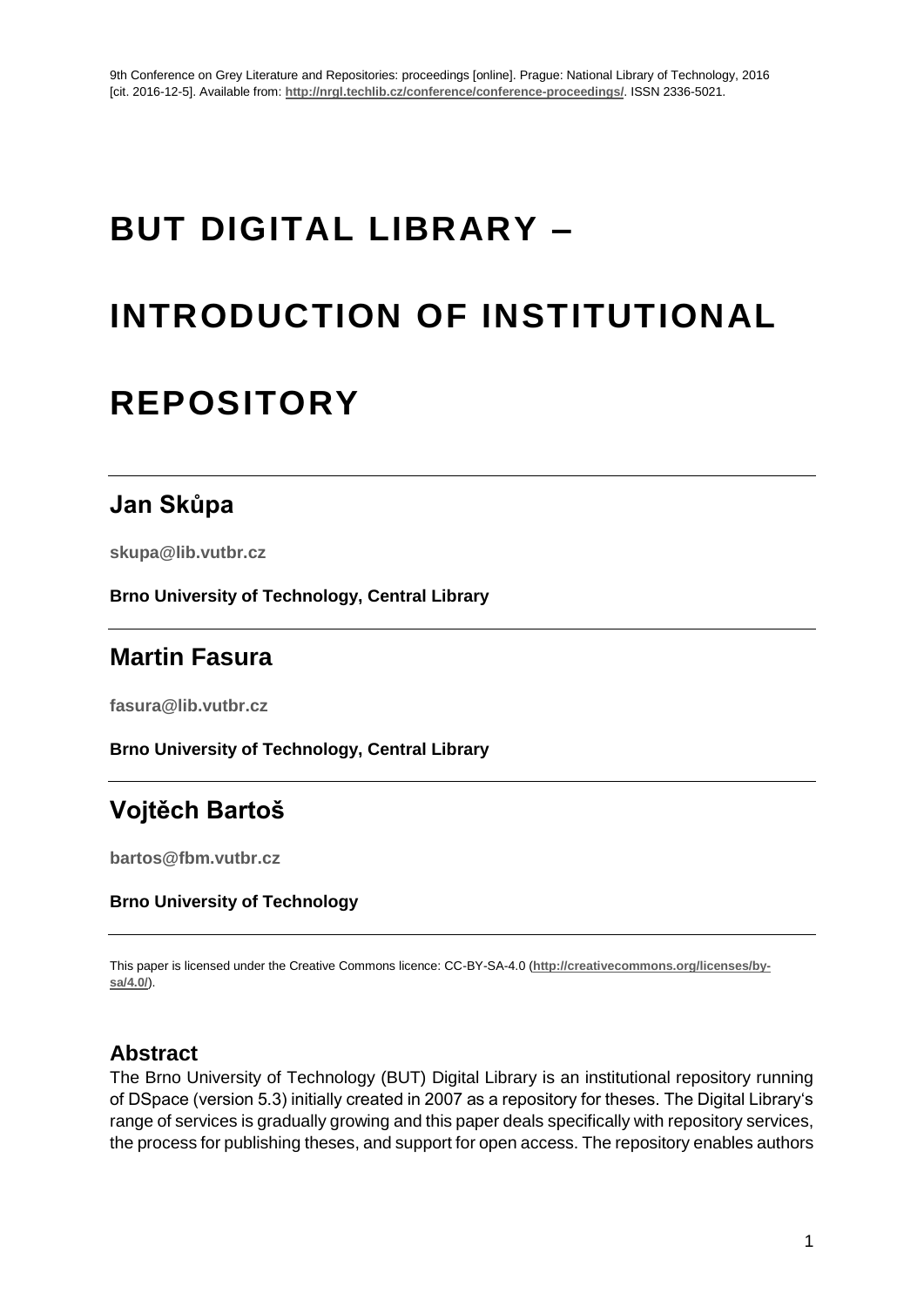# BUT DIGITAL LIBRARY – INTRODUCTION OF INSTITUTIONAL REPOSITORY

## Jan Skůpa

**skupa@lib.vutbr.cz**

**Brno University of Technology, Central Library**

## Martin Fasura

**fasura@lib.vutbr.cz**

**Brno University of Technology, Central Library**

## Vojtěch Bartoš

**bartos@fbm.vutbr.cz**

**Brno University of Technology**

This paper is licensed under the Creative Commons licence: CC-BY-SA-4.0 (http://creativecommons.org/licenses/by-sa/4.0/).

### Abstract

The Brno University of Technology (BUT) Digital Library is an institutional repository running of DSpace (version 5.3) initially created in 2007 as a repository for theses. The Digital Library's range of services is gradually growing and this paper deals specifically with repository services, the process for publishing theses, and support for open access. The repository enables authors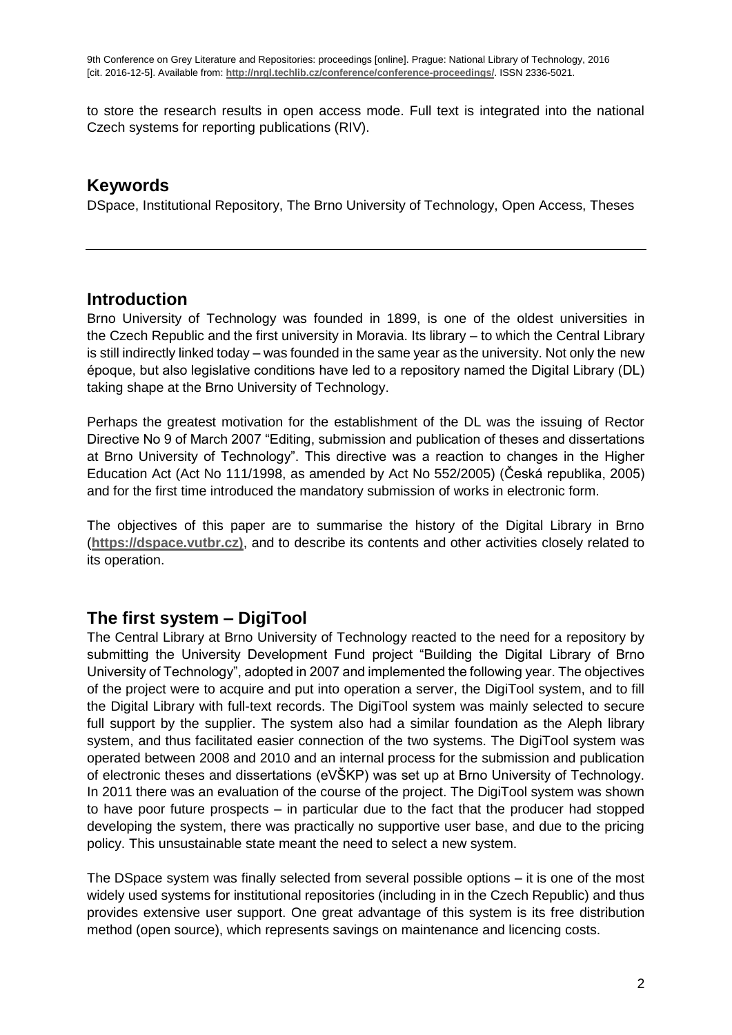to store the research results in open access mode. Full text is integrated into the national Czech systems for reporting publications (RIV).

## Keywords

DSpace, Institutional Repository, The Brno University of Technology, Open Access, Theses

---

## Introduction

Brno University of Technology was founded in 1899, is one of the oldest universities in the Czech Republic and the first university in Moravia. Its library – to which the Central Library is still indirectly linked today – was founded in the same year as the university. Not only the new époque, but also legislative conditions have led to a repository named the Digital Library (DL) taking shape at the Brno University of Technology.

Perhaps the greatest motivation for the establishment of the DL was the issuing of Rector Directive No 9 of March 2007 "Editing, submission and publication of theses and dissertations at Brno University of Technology". This directive was a reaction to changes in the Higher Education Act (Act No 111/1998, as amended by Act No 552/2005) (Česká republika, 2005) and for the first time introduced the mandatory submission of works in electronic form.

The objectives of this paper are to summarise the history of the Digital Library in Brno (**https://dspace.vutbr.cz)**, and to describe its contents and other activities closely related to its operation.

## The first system – DigiTool

The Central Library at Brno University of Technology reacted to the need for a repository by submitting the University Development Fund project "Building the Digital Library of Brno University of Technology", adopted in 2007 and implemented the following year. The objectives of the project were to acquire and put into operation a server, the DigiTool system, and to fill the Digital Library with full-text records. The DigiTool system was mainly selected to secure full support by the supplier. The system also had a similar foundation as the Aleph library system, and thus facilitated easier connection of the two systems. The DigiTool system was operated between 2008 and 2010 and an internal process for the submission and publication of electronic theses and dissertations (eVŠKP) was set up at Brno University of Technology. In 2011 there was an evaluation of the course of the project. The DigiTool system was shown to have poor future prospects – in particular due to the fact that the producer had stopped developing the system, there was practically no supportive user base, and due to the pricing policy. This unsustainable state meant the need to select a new system.

The DSpace system was finally selected from several possible options – it is one of the most widely used systems for institutional repositories (including in in the Czech Republic) and thus provides extensive user support. One great advantage of this system is its free distribution method (open source), which represents savings on maintenance and licencing costs.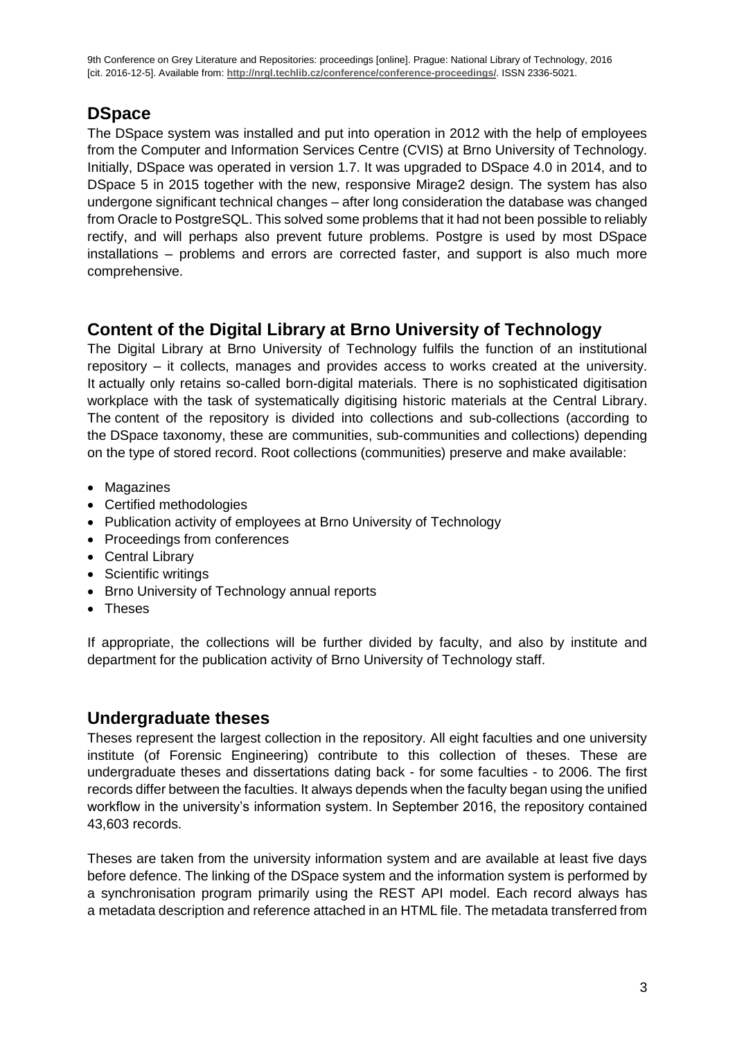## DSpace

The DSpace system was installed and put into operation in 2012 with the help of employees from the Computer and Information Services Centre (CVIS) at Brno University of Technology. Initially, DSpace was operated in version 1.7. It was upgraded to DSpace 4.0 in 2014, and to DSpace 5 in 2015 together with the new, responsive Mirage2 design. The system has also undergone significant technical changes – after long consideration the database was changed from Oracle to PostgreSQL. This solved some problems that it had not been possible to reliably rectify, and will perhaps also prevent future problems. Postgre is used by most DSpace installations – problems and errors are corrected faster, and support is also much more comprehensive.

## Content of the Digital Library at Brno University of Technology

The Digital Library at Brno University of Technology fulfils the function of an institutional repository – it collects, manages and provides access to works created at the university. It actually only retains so-called born-digital materials. There is no sophisticated digitisation workplace with the task of systematically digitising historic materials at the Central Library. The content of the repository is divided into collections and sub-collections (according to the DSpace taxonomy, these are communities, sub-communities and collections) depending on the type of stored record. Root collections (communities) preserve and make available:

- Magazines
- Certified methodologies
- Publication activity of employees at Brno University of Technology
- Proceedings from conferences
- Central Library
- Scientific writings
- Brno University of Technology annual reports
- Theses

If appropriate, the collections will be further divided by faculty, and also by institute and department for the publication activity of Brno University of Technology staff.

## Undergraduate theses

Theses represent the largest collection in the repository. All eight faculties and one university institute (of Forensic Engineering) contribute to this collection of theses. These are undergraduate theses and dissertations dating back - for some faculties - to 2006. The first records differ between the faculties. It always depends when the faculty began using the unified workflow in the university's information system. In September 2016, the repository contained 43,603 records.

Theses are taken from the university information system and are available at least five days before defence. The linking of the DSpace system and the information system is performed by a synchronisation program primarily using the REST API model. Each record always has a metadata description and reference attached in an HTML file. The metadata transferred from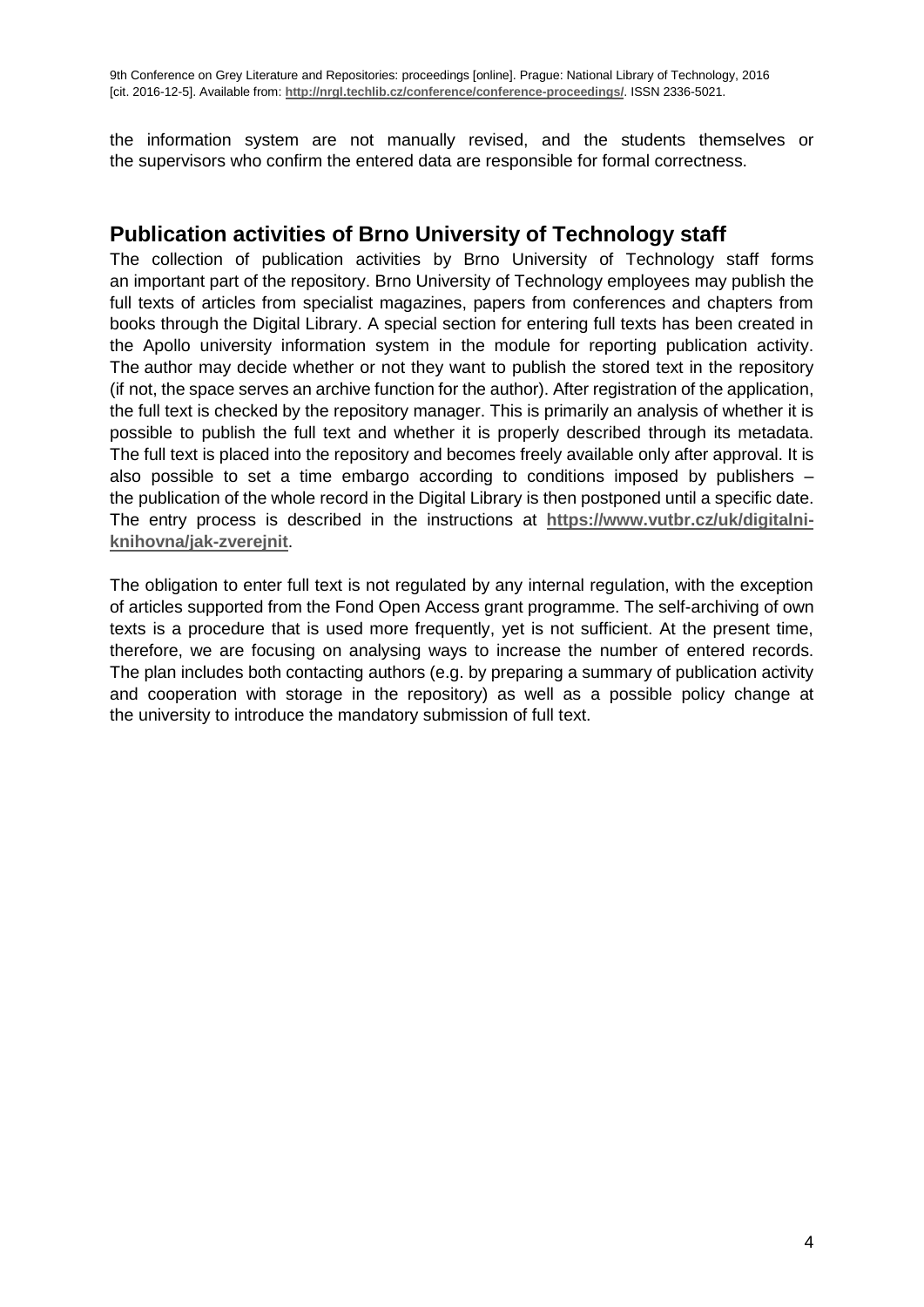the information system are not manually revised, and the students themselves or the supervisors who confirm the entered data are responsible for formal correctness.

## Publication activities of Brno University of Technology staff

The collection of publication activities by Brno University of Technology staff forms an important part of the repository. Brno University of Technology employees may publish the full texts of articles from specialist magazines, papers from conferences and chapters from books through the Digital Library. A special section for entering full texts has been created in the Apollo university information system in the module for reporting publication activity. The author may decide whether or not they want to publish the stored text in the repository (if not, the space serves an archive function for the author). After registration of the application, the full text is checked by the repository manager. This is primarily an analysis of whether it is possible to publish the full text and whether it is properly described through its metadata. The full text is placed into the repository and becomes freely available only after approval. It is also possible to set a time embargo according to conditions imposed by publishers – the publication of the whole record in the Digital Library is then postponed until a specific date. The entry process is described in the instructions at **https://www.vutbr.cz/uk/digitalni-knihovna/jak-zverejnit**.

The obligation to enter full text is not regulated by any internal regulation, with the exception of articles supported from the Fond Open Access grant programme. The self-archiving of own texts is a procedure that is used more frequently, yet is not sufficient. At the present time, therefore, we are focusing on analysing ways to increase the number of entered records. The plan includes both contacting authors (e.g. by preparing a summary of publication activity and cooperation with storage in the repository) as well as a possible policy change at the university to introduce the mandatory submission of full text.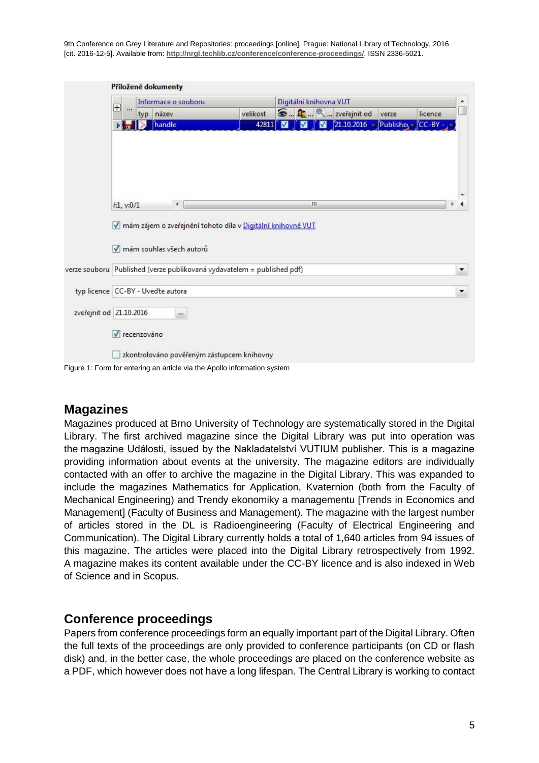Figure 1: Form for entering an article via the Apollo information system

## Magazines

Magazines produced at Brno University of Technology are systematically stored in the Digital Library. The first archived magazine since the Digital Library was put into operation was the magazine Události, issued by the Nakladatelství VUTIUM publisher. This is a magazine providing information about events at the university. The magazine editors are individually contacted with an offer to archive the magazine in the Digital Library. This was expanded to include the magazines Mathematics for Application, Kvaternion (both from the Faculty of Mechanical Engineering) and Trendy ekonomiky a managementu [Trends in Economics and Management] (Faculty of Business and Management). The magazine with the largest number of articles stored in the DL is Radioengineering (Faculty of Electrical Engineering and Communication). The Digital Library currently holds a total of 1,640 articles from 94 issues of this magazine. The articles were placed into the Digital Library retrospectively from 1992. A magazine makes its content available under the CC-BY licence and is also indexed in Web of Science and in Scopus.

## Conference proceedings

Papers from conference proceedings form an equally important part of the Digital Library. Often the full texts of the proceedings are only provided to conference participants (on CD or flash disk) and, in the better case, the whole proceedings are placed on the conference website as a PDF, which however does not have a long lifespan. The Central Library is working to contact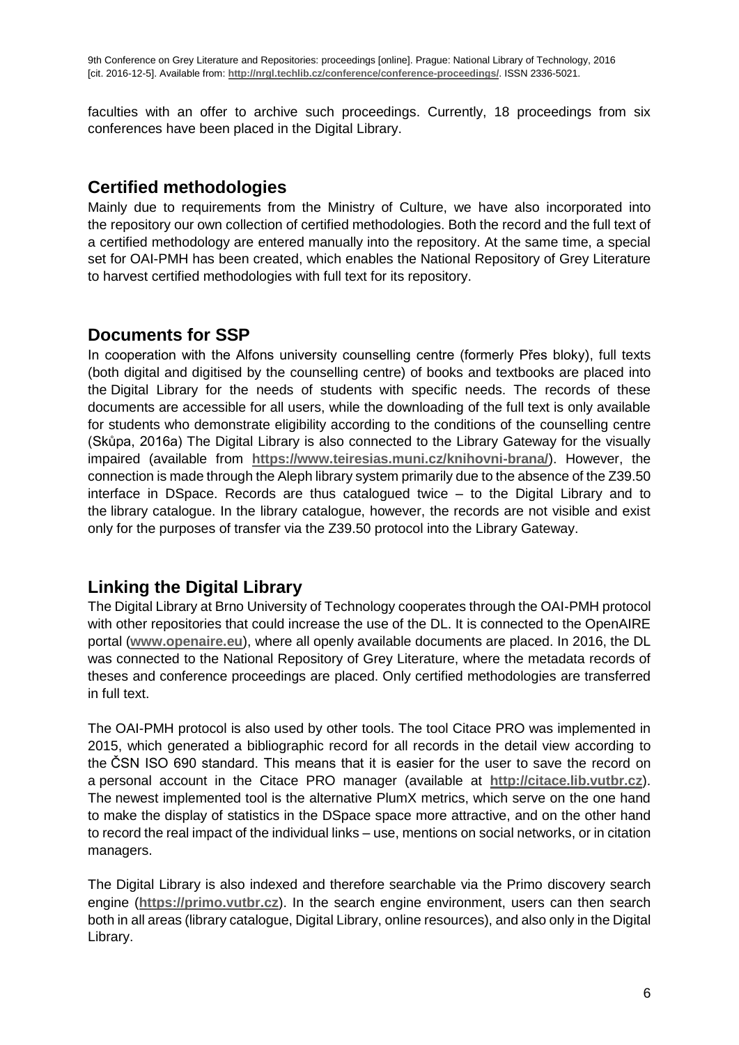faculties with an offer to archive such proceedings. Currently, 18 proceedings from six conferences have been placed in the Digital Library.

## Certified methodologies

Mainly due to requirements from the Ministry of Culture, we have also incorporated into the repository our own collection of certified methodologies. Both the record and the full text of a certified methodology are entered manually into the repository. At the same time, a special set for OAI-PMH has been created, which enables the National Repository of Grey Literature to harvest certified methodologies with full text for its repository.

## Documents for SSP

In cooperation with the Alfons university counselling centre (formerly Přes bloky), full texts (both digital and digitised by the counselling centre) of books and textbooks are placed into the Digital Library for the needs of students with specific needs. The records of these documents are accessible for all users, while the downloading of the full text is only available for students who demonstrate eligibility according to the conditions of the counselling centre (Skůpa, 2016a) The Digital Library is also connected to the Library Gateway for the visually impaired (available from **https://www.teiresias.muni.cz/knihovni-brana/**). However, the connection is made through the Aleph library system primarily due to the absence of the Z39.50 interface in DSpace. Records are thus catalogued twice – to the Digital Library and to the library catalogue. In the library catalogue, however, the records are not visible and exist only for the purposes of transfer via the Z39.50 protocol into the Library Gateway.

## Linking the Digital Library

The Digital Library at Brno University of Technology cooperates through the OAI-PMH protocol with other repositories that could increase the use of the DL. It is connected to the OpenAIRE portal (**www.openaire.eu**), where all openly available documents are placed. In 2016, the DL was connected to the National Repository of Grey Literature, where the metadata records of theses and conference proceedings are placed. Only certified methodologies are transferred in full text.

The OAI-PMH protocol is also used by other tools. The tool Citace PRO was implemented in 2015, which generated a bibliographic record for all records in the detail view according to the ČSN ISO 690 standard. This means that it is easier for the user to save the record on a personal account in the Citace PRO manager (available at **http://citace.lib.vutbr.cz**). The newest implemented tool is the alternative PlumX metrics, which serve on the one hand to make the display of statistics in the DSpace space more attractive, and on the other hand to record the real impact of the individual links – use, mentions on social networks, or in citation managers.

The Digital Library is also indexed and therefore searchable via the Primo discovery search engine (**https://primo.vutbr.cz**). In the search engine environment, users can then search both in all areas (library catalogue, Digital Library, online resources), and also only in the Digital Library.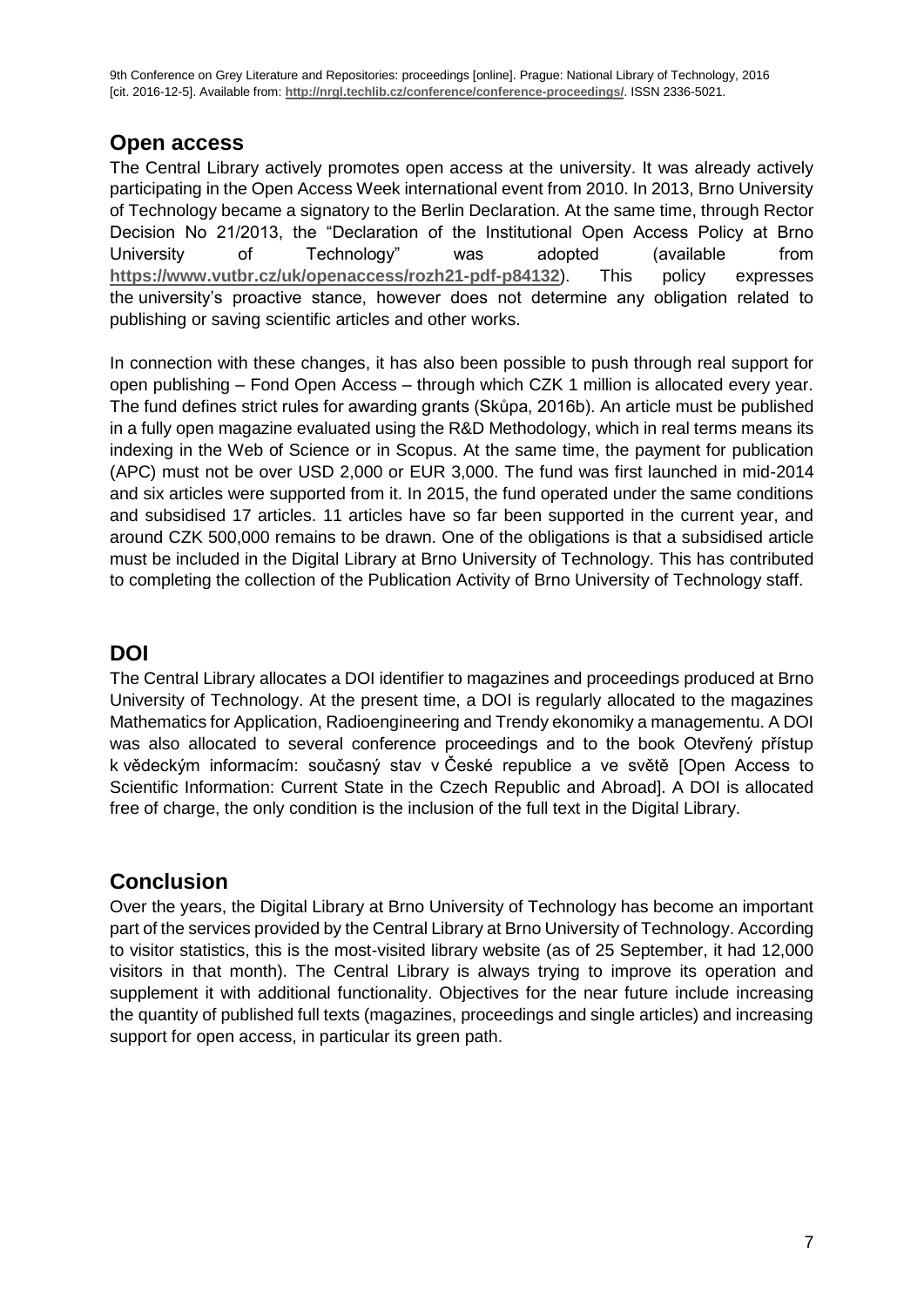## Open access

The Central Library actively promotes open access at the university. It was already actively participating in the Open Access Week international event from 2010. In 2013, Brno University of Technology became a signatory to the Berlin Declaration. At the same time, through Rector Decision No 21/2013, the "Declaration of the Institutional Open Access Policy at Brno University of Technology" was adopted (available from **https://www.vutbr.cz/uk/openaccess/rozh21-pdf-p84132**). This policy expresses the university's proactive stance, however does not determine any obligation related to publishing or saving scientific articles and other works.

In connection with these changes, it has also been possible to push through real support for open publishing – Fond Open Access – through which CZK 1 million is allocated every year. The fund defines strict rules for awarding grants (Skůpa, 2016b). An article must be published in a fully open magazine evaluated using the R&D Methodology, which in real terms means its indexing in the Web of Science or in Scopus. At the same time, the payment for publication (APC) must not be over USD 2,000 or EUR 3,000. The fund was first launched in mid-2014 and six articles were supported from it. In 2015, the fund operated under the same conditions and subsidised 17 articles. 11 articles have so far been supported in the current year, and around CZK 500,000 remains to be drawn. One of the obligations is that a subsidised article must be included in the Digital Library at Brno University of Technology. This has contributed to completing the collection of the Publication Activity of Brno University of Technology staff.

## DOI

The Central Library allocates a DOI identifier to magazines and proceedings produced at Brno University of Technology. At the present time, a DOI is regularly allocated to the magazines Mathematics for Application, Radioengineering and Trendy ekonomiky a managementu. A DOI was also allocated to several conference proceedings and to the book Otevřený přístup k vědeckým informacím: současný stav v České republice a ve světě [Open Access to Scientific Information: Current State in the Czech Republic and Abroad]. A DOI is allocated free of charge, the only condition is the inclusion of the full text in the Digital Library.

## Conclusion

Over the years, the Digital Library at Brno University of Technology has become an important part of the services provided by the Central Library at Brno University of Technology. According to visitor statistics, this is the most-visited library website (as of 25 September, it had 12,000 visitors in that month). The Central Library is always trying to improve its operation and supplement it with additional functionality. Objectives for the near future include increasing the quantity of published full texts (magazines, proceedings and single articles) and increasing support for open access, in particular its green path.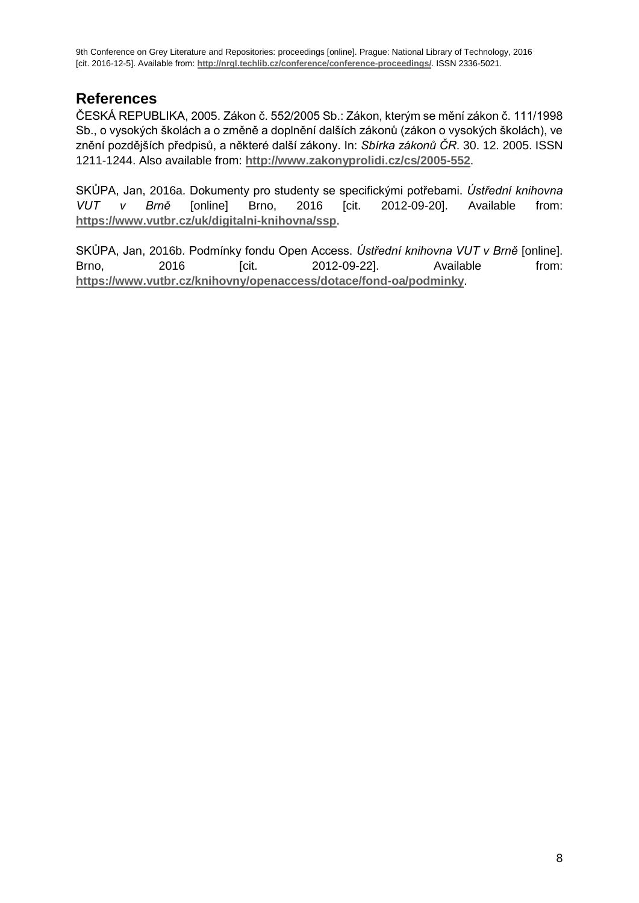## References

ČESKÁ REPUBLIKA, 2005. Zákon č. 552/2005 Sb.: Zákon, kterým se mění zákon č. 111/1998 Sb., o vysokých školách a o změně a doplnění dalších zákonů (zákon o vysokých školách), ve znění pozdějších předpisů, a některé další zákony. In: *Sbírka zákonů ČR*. 30. 12. 2005. ISSN 1211-1244. Also available from: **http://www.zakonyprolidi.cz/cs/2005-552**.

SKŮPA, Jan, 2016a. Dokumenty pro studenty se specifickými potřebami. *Ústřední knihovna VUT v Brně* [online] Brno, 2016 [cit. 2012-09-20]. Available from: **https://www.vutbr.cz/uk/digitalni-knihovna/ssp**.

SKŮPA, Jan, 2016b. Podmínky fondu Open Access. *Ústřední knihovna VUT v Brně* [online]. Brno, 2016 [cit. 2012-09-22]. Available from: **https://www.vutbr.cz/knihovny/openaccess/dotace/fond-oa/podminky**.